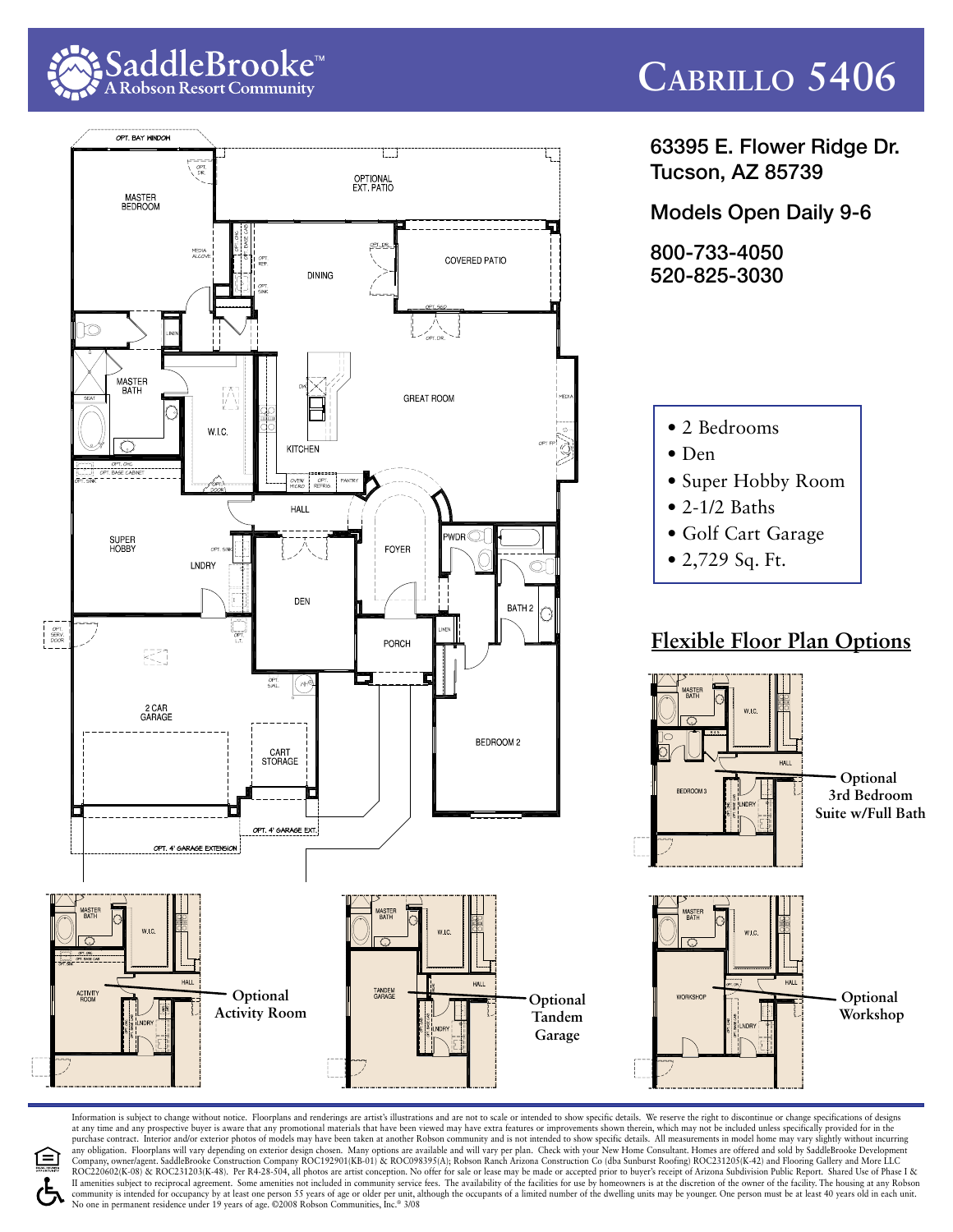# SaddleBrooke™
A Robson Resort Community

# Cabrillo 5406

63395 E. Flower Ridge Dr.
Tucson, AZ 85739

Models Open Daily 9-6

800-733-4050
520-825-3030

- 2 Bedrooms
- Den
- Super Hobby Room
- 2-1/2 Baths
- Golf Cart Garage
- 2,729 Sq. Ft.

## Flexible Floor Plan Options

Optional 3rd Bedroom Suite w/Full Bath

Optional Activity Room

Optional Tandem Garage

Optional Workshop

Information is subject to change without notice. Floorplans and renderings are artist's illustrations and are not to scale or intended to show specific details. We reserve the right to discontinue or change specifications of designs at any time and any prospective buyer is aware that any promotional materials that have been viewed may have extra features or improvements shown therein, which may not be included unless specifically provided for in the purchase contract. Interior and/or exterior photos of models may have been taken at another Robson community and is not intended to show specific details. All measurements in model home may vary slightly without incurring any obligation. Floorplans will vary depending on exterior design chosen. Many options are available and will vary per plan. Check with your New Home Consultant. Homes are offered and sold by SaddleBrooke Development Company, owner/agent. SaddleBrooke Construction Company ROC192901(KB-01) & ROC098395(A); Robson Ranch Arizona Construction Co (dba Sunburst Roofing) ROC231205(K-42) and Flooring Gallery and More LLC ROC220602(K-08) & ROC231203(K-48). Per R4-28-504, all photos are artist conception. No offer for sale or lease may be made or accepted prior to buyer's receipt of Arizona Subdivision Public Report. Shared Use of Phase I & II amenities subject to reciprocal agreement. Some amenities not included in community service fees. The availability of the facilities for use by homeowners is at the discretion of the owner of the facility. The housing at any Robson community is intended for occupancy by at least one person 55 years of age or older per unit, although the occupants of a limited number of the dwelling units may be younger. One person must be at least 40 years old in each unit. No one in permanent residence under 19 years of age. ©2008 Robson Communities, Inc.® 3/08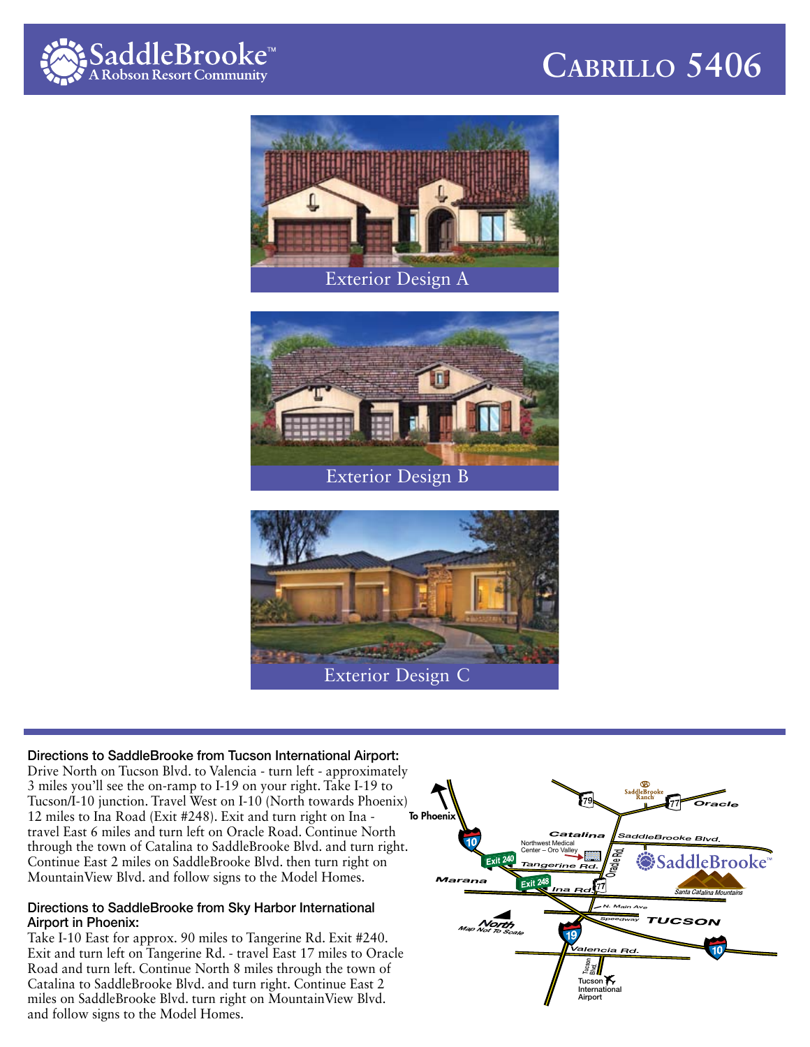# SaddleBrooke™ A Robson Resort Community

# Cabrillo 5406

Exterior Design A

Exterior Design B

Exterior Design C

### Directions to SaddleBrooke from Tucson International Airport:

Drive North on Tucson Blvd. to Valencia - turn left - approximately 3 miles you'll see the on-ramp to I-19 on your right. Take I-19 to Tucson/I-10 junction. Travel West on I-10 (North towards Phoenix) 12 miles to Ina Road (Exit #248). Exit and turn right on Ina - travel East 6 miles and turn left on Oracle Road. Continue North through the town of Catalina to SaddleBrooke Blvd. and turn right. Continue East 2 miles on SaddleBrooke Blvd. then turn right on MountainView Blvd. and follow signs to the Model Homes.

### Directions to SaddleBrooke from Sky Harbor International Airport in Phoenix:

Take I-10 East for approx. 90 miles to Tangerine Rd. Exit #240. Exit and turn left on Tangerine Rd. - travel East 17 miles to Oracle Road and turn left. Continue North 8 miles through the town of Catalina to SaddleBrooke Blvd. and turn right. Continue East 2 miles on SaddleBrooke Blvd. turn right on MountainView Blvd. and follow signs to the Model Homes.

To Phoenix
10
79
SaddleBrooke Ranch
77
Oracle
Catalina
SaddleBrooke Blvd.
Northwest Medical Center – Oro Valley
Oracle Rd.
Exit 240
Tangerine Rd.
SaddleBrooke™
Marana
Exit 248
Ina Rd.
77
Santa Catalina Mountains
N. Main Ave
North
Map Not To Scale
Speedway
TUCSON
19
Valencia Rd.
10
Tucson Blvd.
Tucson International Airport